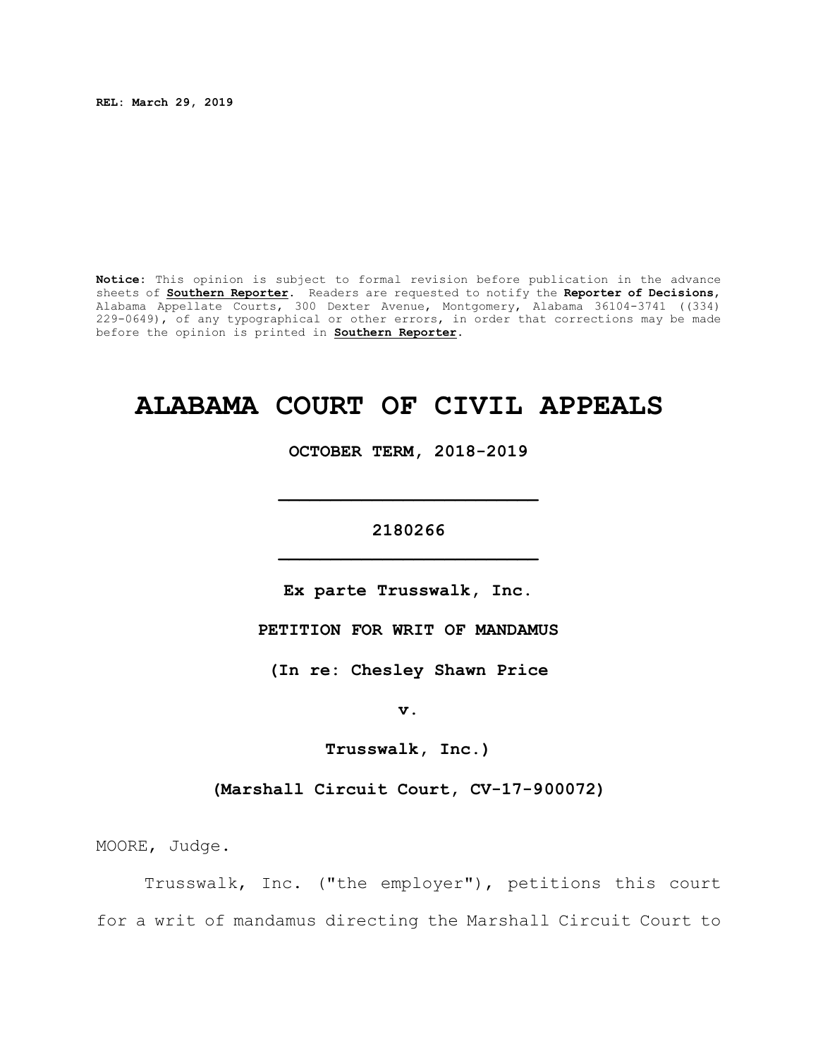**REL: March 29, 2019**

**Notice:** This opinion is subject to formal revision before publication in the advance sheets of **Southern Reporter**. Readers are requested to notify the **Reporter of Decisions**, Alabama Appellate Courts, 300 Dexter Avenue, Montgomery, Alabama 36104-3741 ((334) 229-0649), of any typographical or other errors, in order that corrections may be made before the opinion is printed in **Southern Reporter**.

# ALABAMA COURT OF CIVIL APPEALS

**OCTOBER TERM, 2018-2019**

**2180266**

**Ex parte Trusswalk, Inc.**

**PETITION FOR WRIT OF MANDAMUS**

**(In re: Chesley Shawn Price**

**v.**

**Trusswalk, Inc.)**

**(Marshall Circuit Court, CV-17-900072)**

MOORE, Judge.

Trusswalk, Inc. ("the employer"), petitions this court for a writ of mandamus directing the Marshall Circuit Court to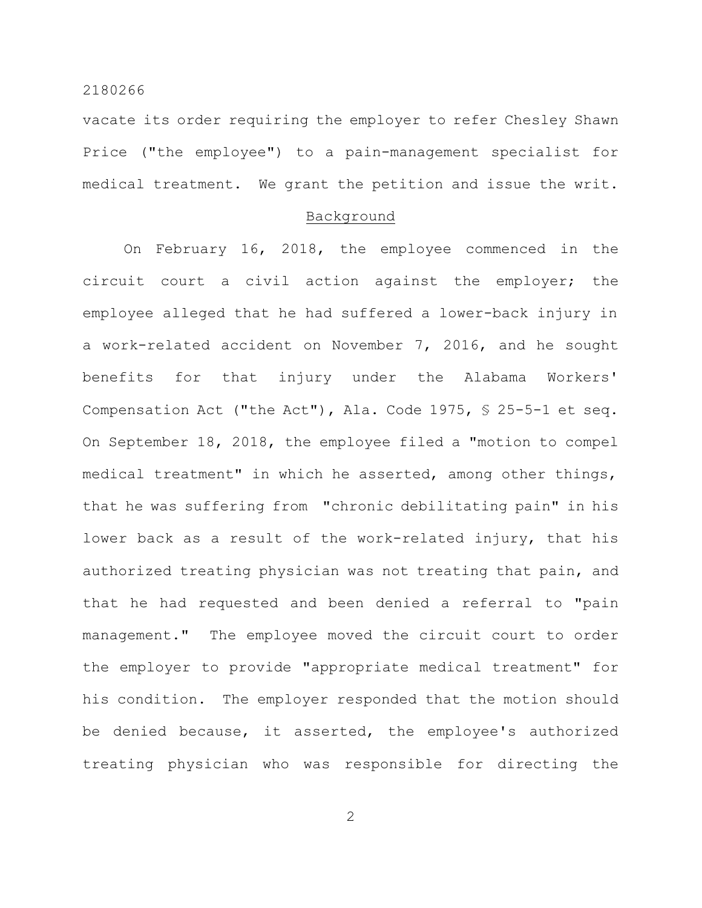vacate its order requiring the employer to refer Chesley Shawn Price ("the employee") to a pain-management specialist for medical treatment. We grant the petition and issue the writ.

## Background

On February 16, 2018, the employee commenced in the circuit court a civil action against the employer; the employee alleged that he had suffered a lower-back injury in a work-related accident on November 7, 2016, and he sought benefits for that injury under the Alabama Workers' Compensation Act ("the Act"), Ala. Code 1975, § 25-5-1 et seq. On September 18, 2018, the employee filed a "motion to compel medical treatment" in which he asserted, among other things, that he was suffering from "chronic debilitating pain" in his lower back as a result of the work-related injury, that his authorized treating physician was not treating that pain, and that he had requested and been denied a referral to "pain management." The employee moved the circuit court to order the employer to provide "appropriate medical treatment" for his condition. The employer responded that the motion should be denied because, it asserted, the employee's authorized treating physician who was responsible for directing the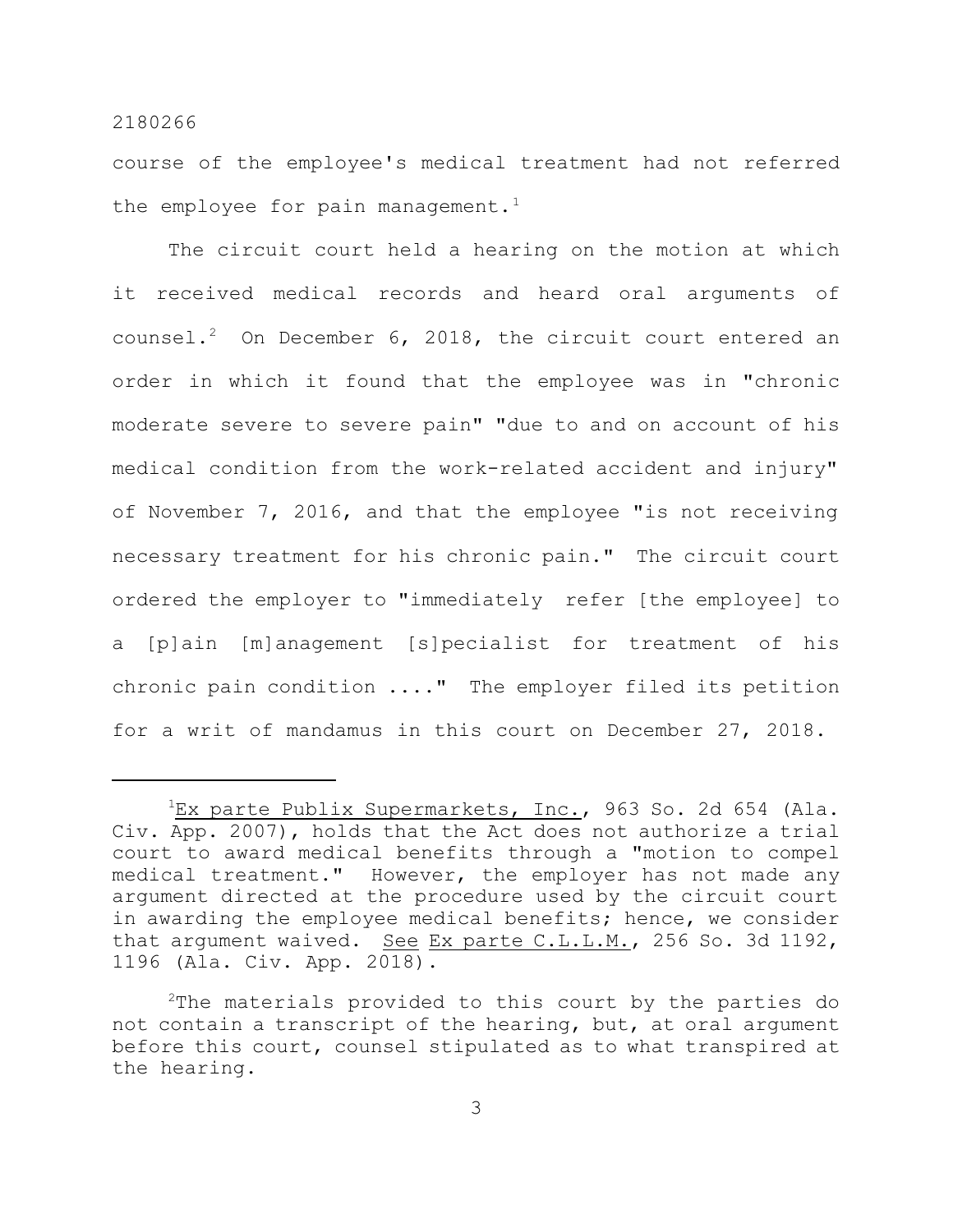course of the employee's medical treatment had not referred the employee for pain management.[1]

The circuit court held a hearing on the motion at which it received medical records and heard oral arguments of counsel.[2] On December 6, 2018, the circuit court entered an order in which it found that the employee was in "chronic moderate severe to severe pain" "due to and on account of his medical condition from the work-related accident and injury" of November 7, 2016, and that the employee "is not receiving necessary treatment for his chronic pain." The circuit court ordered the employer to "immediately refer [the employee] to a [p]ain [m]anagement [s]pecialist for treatment of his chronic pain condition ...." The employer filed its petition for a writ of mandamus in this court on December 27, 2018.

---

[1]Ex parte Publix Supermarkets, Inc., 963 So. 2d 654 (Ala. Civ. App. 2007), holds that the Act does not authorize a trial court to award medical benefits through a "motion to compel medical treatment." However, the employer has not made any argument directed at the procedure used by the circuit court in awarding the employee medical benefits; hence, we consider that argument waived. See Ex parte C.L.L.M., 256 So. 3d 1192, 1196 (Ala. Civ. App. 2018).

[2]The materials provided to this court by the parties do not contain a transcript of the hearing, but, at oral argument before this court, counsel stipulated as to what transpired at the hearing.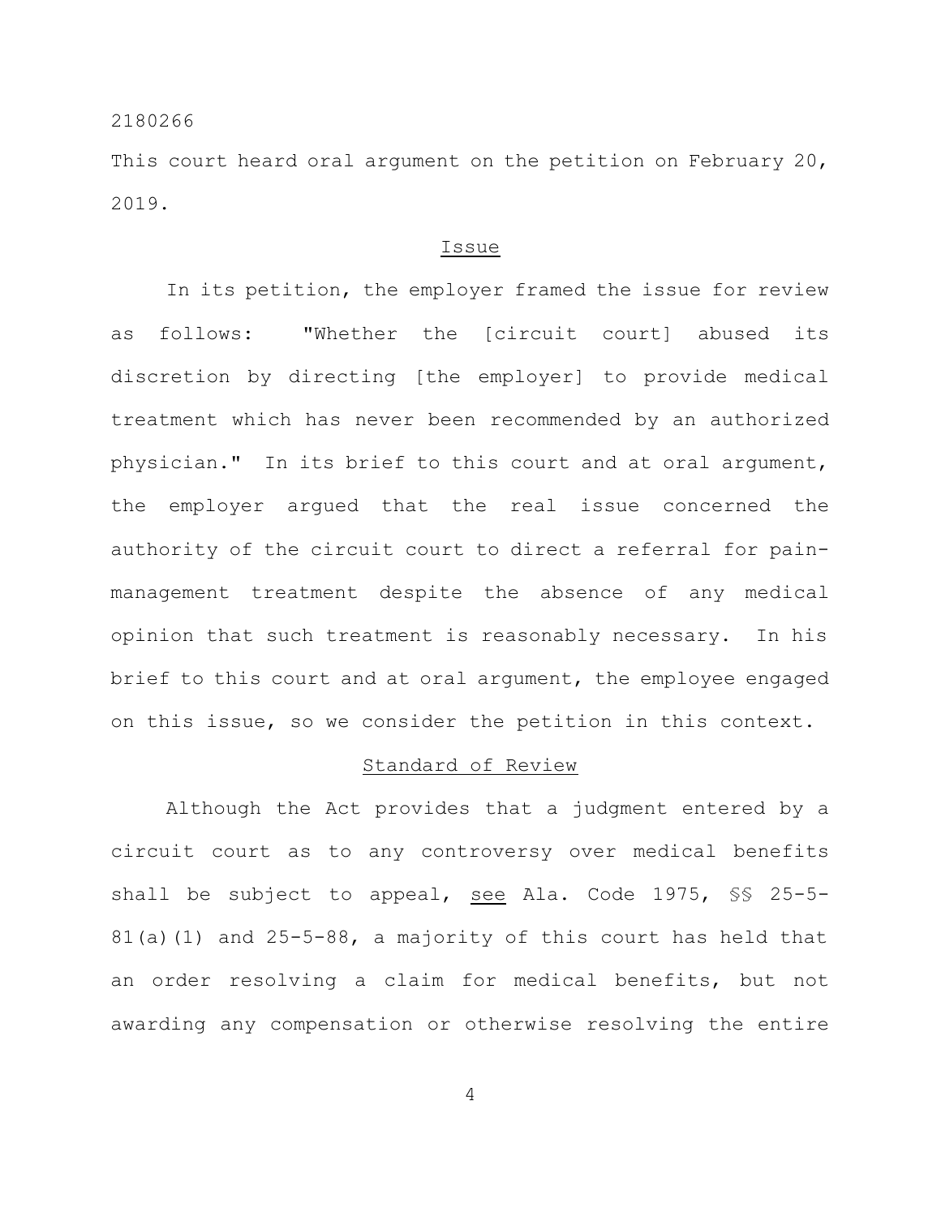This court heard oral argument on the petition on February 20, 2019.

## Issue

In its petition, the employer framed the issue for review as follows: "Whether the [circuit court] abused its discretion by directing [the employer] to provide medical treatment which has never been recommended by an authorized physician." In its brief to this court and at oral argument, the employer argued that the real issue concerned the authority of the circuit court to direct a referral for pain-management treatment despite the absence of any medical opinion that such treatment is reasonably necessary. In his brief to this court and at oral argument, the employee engaged on this issue, so we consider the petition in this context.

## Standard of Review

Although the Act provides that a judgment entered by a circuit court as to any controversy over medical benefits shall be subject to appeal, see Ala. Code 1975, §§ 25-5-81(a)(1) and 25-5-88, a majority of this court has held that an order resolving a claim for medical benefits, but not awarding any compensation or otherwise resolving the entire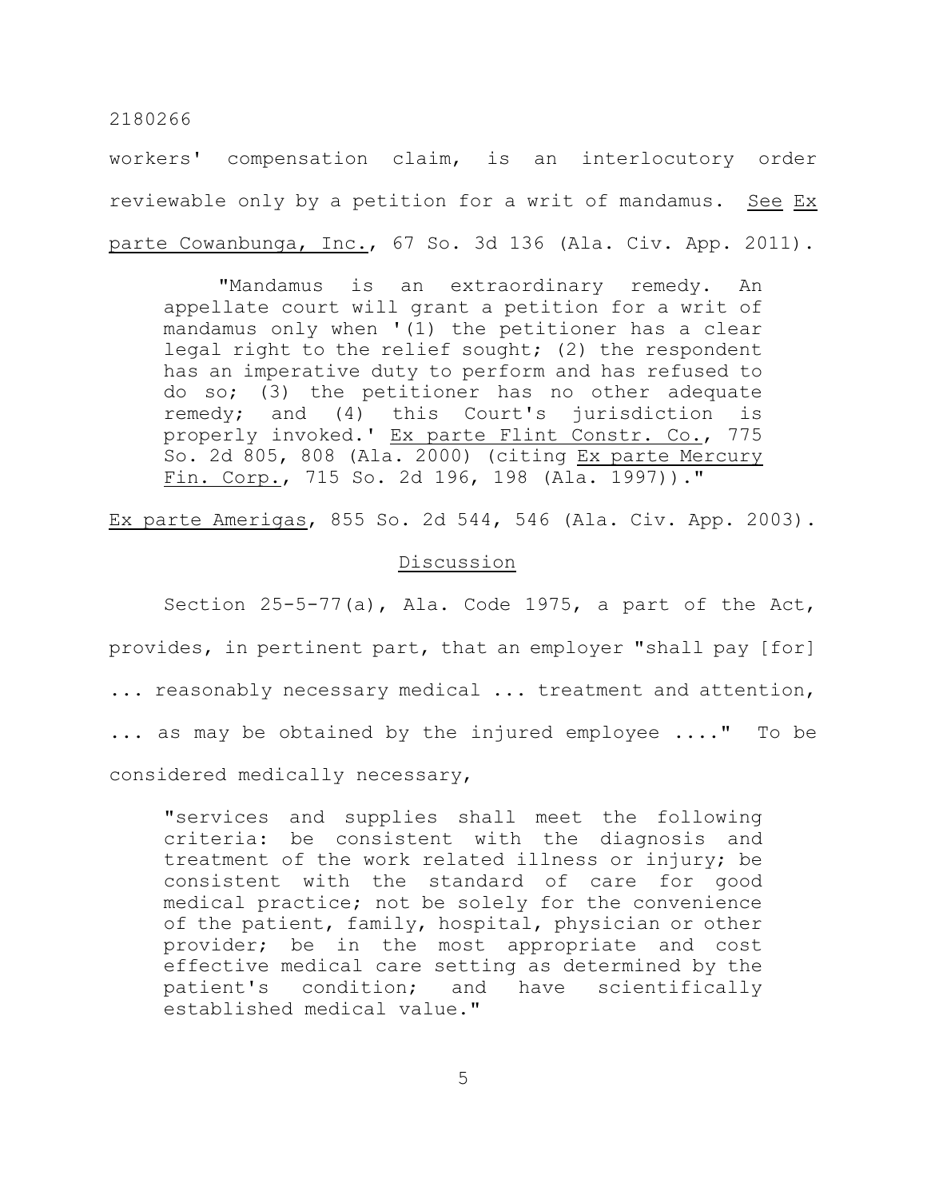workers' compensation claim, is an interlocutory order reviewable only by a petition for a writ of mandamus. See Ex parte Cowanbunga, Inc., 67 So. 3d 136 (Ala. Civ. App. 2011).

> "Mandamus is an extraordinary remedy. An appellate court will grant a petition for a writ of mandamus only when '(1) the petitioner has a clear legal right to the relief sought; (2) the respondent has an imperative duty to perform and has refused to do so; (3) the petitioner has no other adequate remedy; and (4) this Court's jurisdiction is properly invoked.' Ex parte Flint Constr. Co., 775 So. 2d 805, 808 (Ala. 2000) (citing Ex parte Mercury Fin. Corp., 715 So. 2d 196, 198 (Ala. 1997))."

Ex parte Amerigas, 855 So. 2d 544, 546 (Ala. Civ. App. 2003).

## Discussion

Section 25-5-77(a), Ala. Code 1975, a part of the Act, provides, in pertinent part, that an employer "shall pay [for] ... reasonably necessary medical ... treatment and attention, ... as may be obtained by the injured employee ...." To be considered medically necessary,

> "services and supplies shall meet the following criteria: be consistent with the diagnosis and treatment of the work related illness or injury; be consistent with the standard of care for good medical practice; not be solely for the convenience of the patient, family, hospital, physician or other provider; be in the most appropriate and cost effective medical care setting as determined by the patient's condition; and have scientifically established medical value."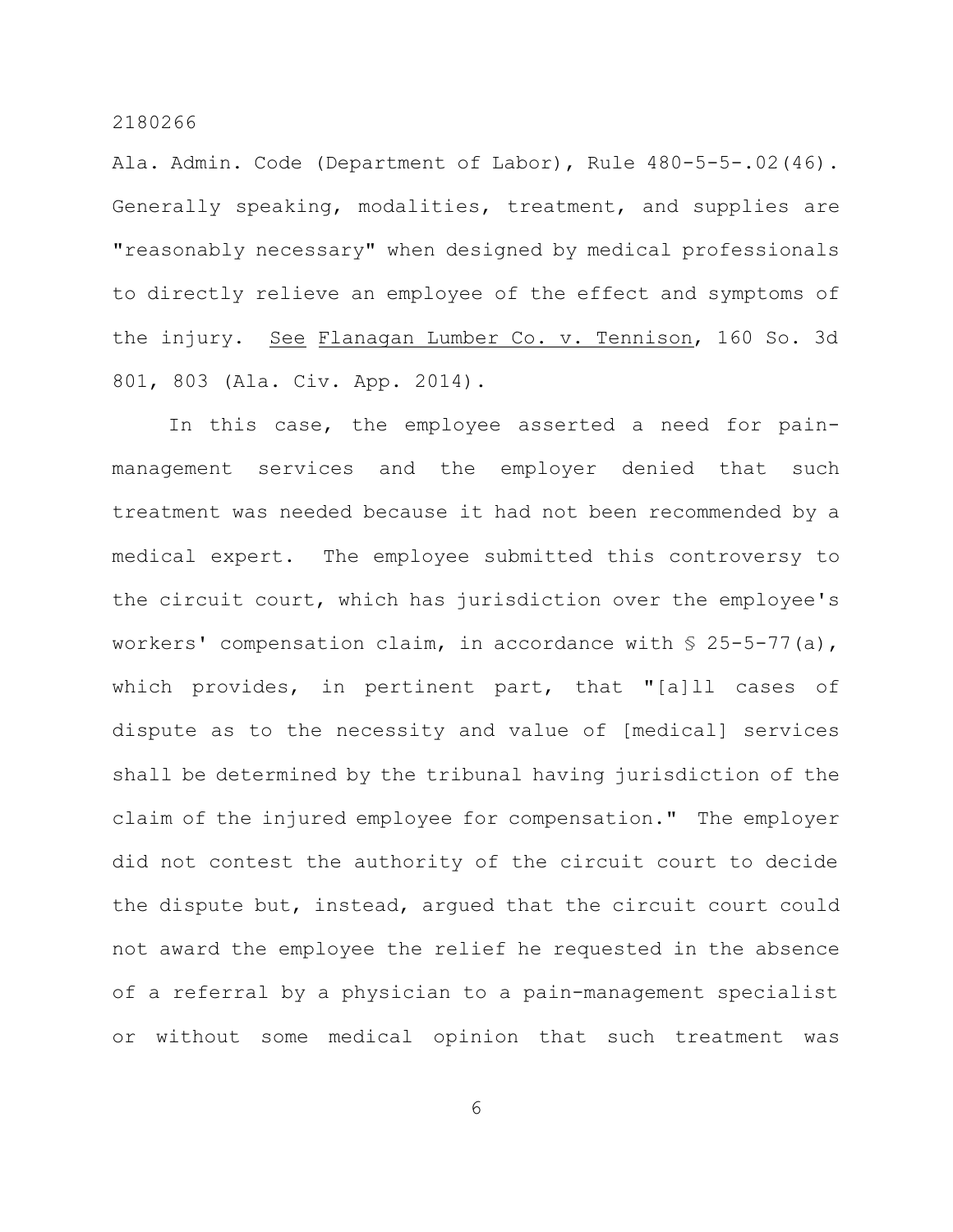Ala. Admin. Code (Department of Labor), Rule 480-5-5-.02(46). Generally speaking, modalities, treatment, and supplies are "reasonably necessary" when designed by medical professionals to directly relieve an employee of the effect and symptoms of the injury. See Flanagan Lumber Co. v. Tennison, 160 So. 3d 801, 803 (Ala. Civ. App. 2014).

In this case, the employee asserted a need for pain-management services and the employer denied that such treatment was needed because it had not been recommended by a medical expert. The employee submitted this controversy to the circuit court, which has jurisdiction over the employee's workers' compensation claim, in accordance with § 25-5-77(a), which provides, in pertinent part, that "[a]ll cases of dispute as to the necessity and value of [medical] services shall be determined by the tribunal having jurisdiction of the claim of the injured employee for compensation." The employer did not contest the authority of the circuit court to decide the dispute but, instead, argued that the circuit court could not award the employee the relief he requested in the absence of a referral by a physician to a pain-management specialist or without some medical opinion that such treatment was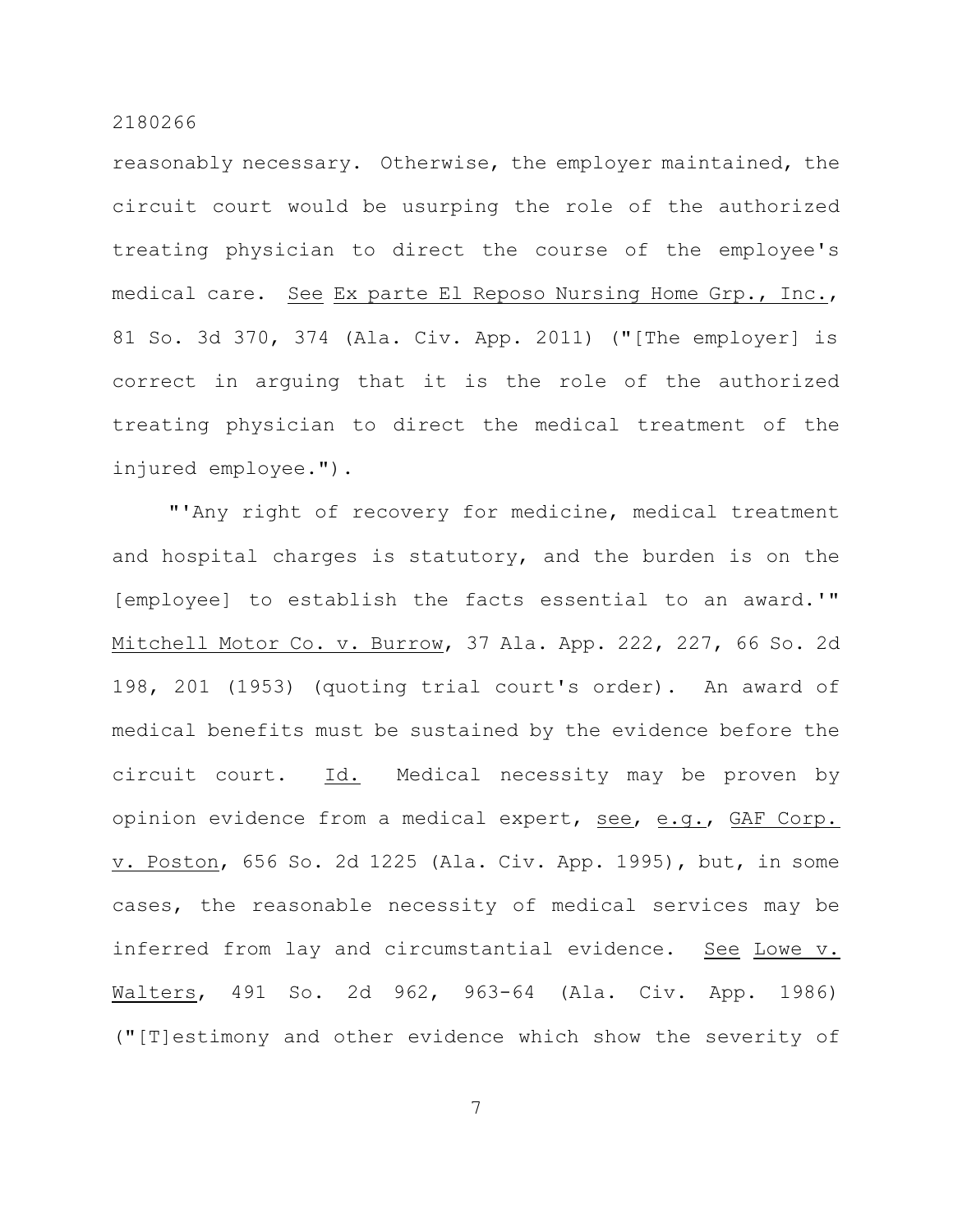reasonably necessary. Otherwise, the employer maintained, the circuit court would be usurping the role of the authorized treating physician to direct the course of the employee's medical care. See Ex parte El Reposo Nursing Home Grp., Inc., 81 So. 3d 370, 374 (Ala. Civ. App. 2011) ("[The employer] is correct in arguing that it is the role of the authorized treating physician to direct the medical treatment of the injured employee.").

"'Any right of recovery for medicine, medical treatment and hospital charges is statutory, and the burden is on the [employee] to establish the facts essential to an award.'" Mitchell Motor Co. v. Burrow, 37 Ala. App. 222, 227, 66 So. 2d 198, 201 (1953) (quoting trial court's order). An award of medical benefits must be sustained by the evidence before the circuit court. Id. Medical necessity may be proven by opinion evidence from a medical expert, see, e.g., GAF Corp. v. Poston, 656 So. 2d 1225 (Ala. Civ. App. 1995), but, in some cases, the reasonable necessity of medical services may be inferred from lay and circumstantial evidence. See Lowe v. Walters, 491 So. 2d 962, 963-64 (Ala. Civ. App. 1986) ("[T]estimony and other evidence which show the severity of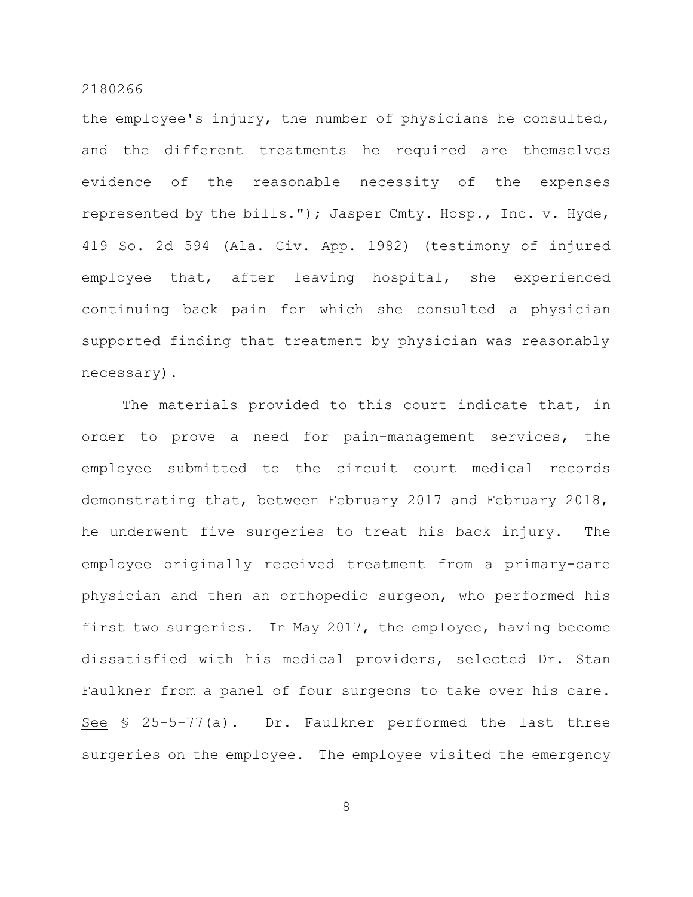the employee's injury, the number of physicians he consulted, and the different treatments he required are themselves evidence of the reasonable necessity of the expenses represented by the bills."); Jasper Cmty. Hosp., Inc. v. Hyde, 419 So. 2d 594 (Ala. Civ. App. 1982) (testimony of injured employee that, after leaving hospital, she experienced continuing back pain for which she consulted a physician supported finding that treatment by physician was reasonably necessary).

The materials provided to this court indicate that, in order to prove a need for pain-management services, the employee submitted to the circuit court medical records demonstrating that, between February 2017 and February 2018, he underwent five surgeries to treat his back injury. The employee originally received treatment from a primary-care physician and then an orthopedic surgeon, who performed his first two surgeries. In May 2017, the employee, having become dissatisfied with his medical providers, selected Dr. Stan Faulkner from a panel of four surgeons to take over his care. See § 25-5-77(a). Dr. Faulkner performed the last three surgeries on the employee. The employee visited the emergency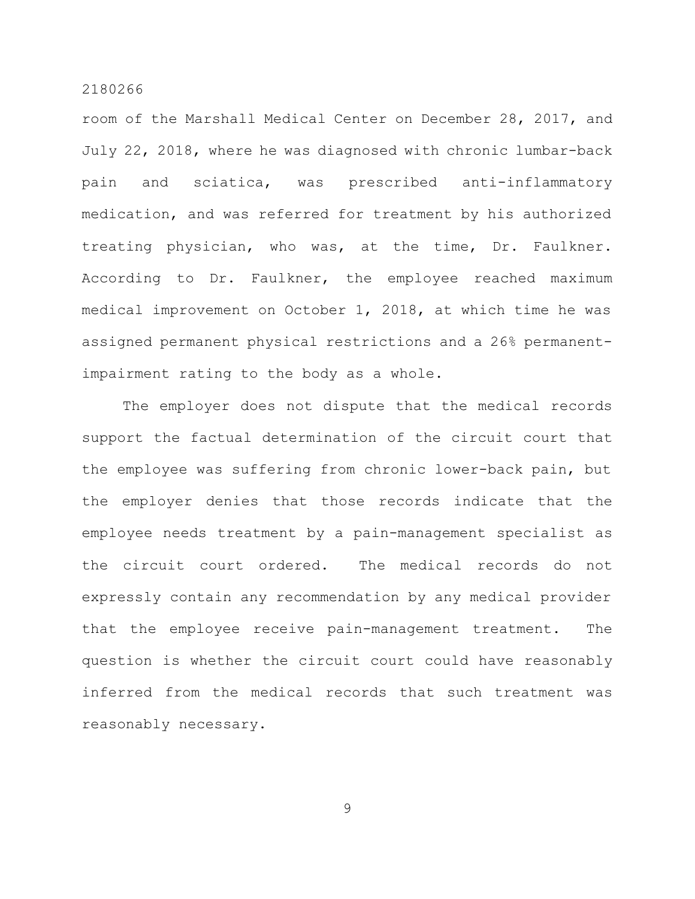room of the Marshall Medical Center on December 28, 2017, and July 22, 2018, where he was diagnosed with chronic lumbar-back pain and sciatica, was prescribed anti-inflammatory medication, and was referred for treatment by his authorized treating physician, who was, at the time, Dr. Faulkner. According to Dr. Faulkner, the employee reached maximum medical improvement on October 1, 2018, at which time he was assigned permanent physical restrictions and a 26% permanent-impairment rating to the body as a whole.

The employer does not dispute that the medical records support the factual determination of the circuit court that the employee was suffering from chronic lower-back pain, but the employer denies that those records indicate that the employee needs treatment by a pain-management specialist as the circuit court ordered. The medical records do not expressly contain any recommendation by any medical provider that the employee receive pain-management treatment. The question is whether the circuit court could have reasonably inferred from the medical records that such treatment was reasonably necessary.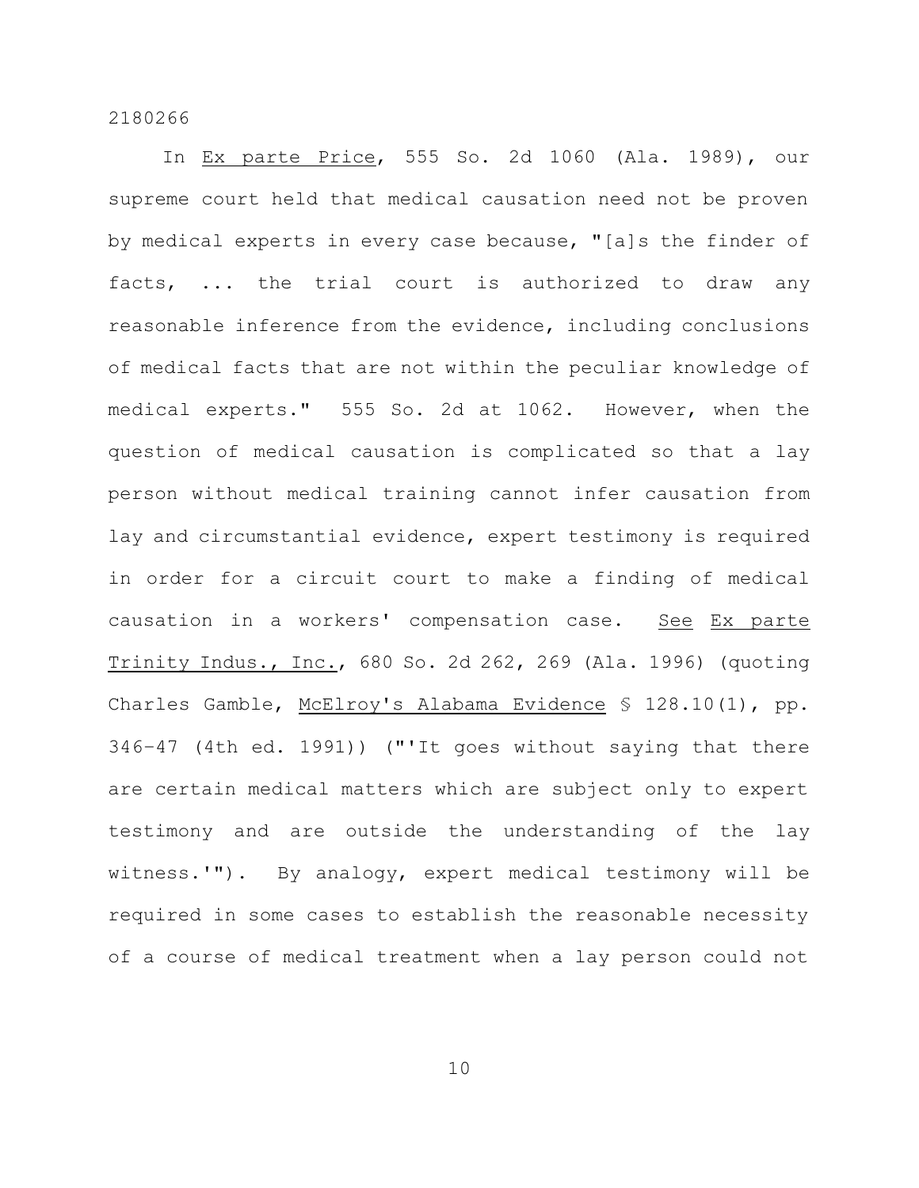In _Ex parte Price_, 555 So. 2d 1060 (Ala. 1989), our supreme court held that medical causation need not be proven by medical experts in every case because, "[a]s the finder of facts, ... the trial court is authorized to draw any reasonable inference from the evidence, including conclusions of medical facts that are not within the peculiar knowledge of medical experts." 555 So. 2d at 1062. However, when the question of medical causation is complicated so that a lay person without medical training cannot infer causation from lay and circumstantial evidence, expert testimony is required in order for a circuit court to make a finding of medical causation in a workers' compensation case. _See_ _Ex parte Trinity Indus., Inc._, 680 So. 2d 262, 269 (Ala. 1996) (quoting Charles Gamble, _McElroy's Alabama Evidence_ § 128.10(1), pp. 346-47 (4th ed. 1991)) ("'It goes without saying that there are certain medical matters which are subject only to expert testimony and are outside the understanding of the lay witness.'"). By analogy, expert medical testimony will be required in some cases to establish the reasonable necessity of a course of medical treatment when a lay person could not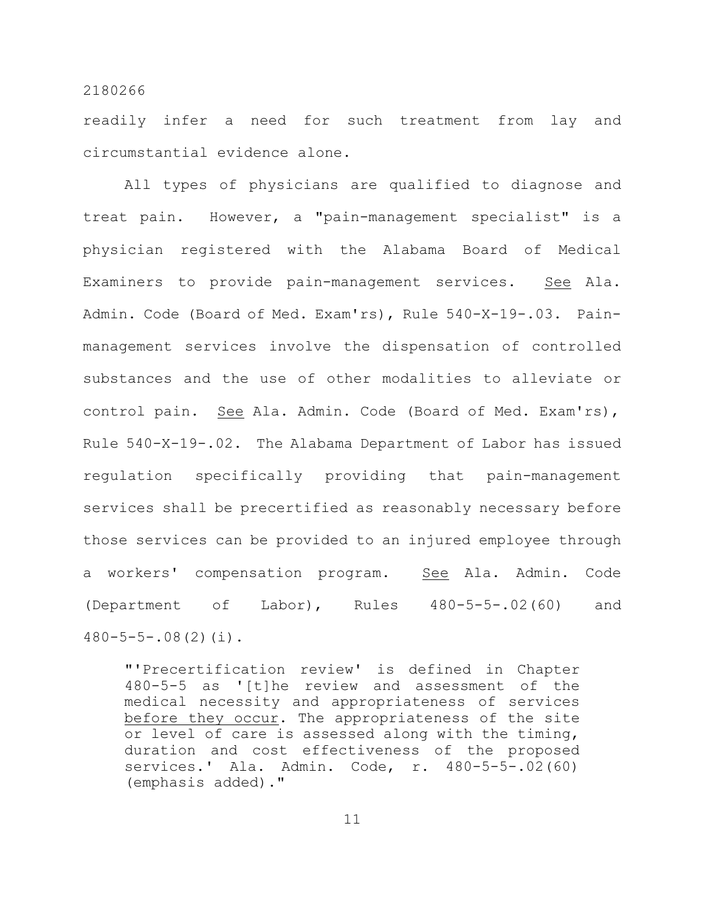readily infer a need for such treatment from lay and circumstantial evidence alone.

All types of physicians are qualified to diagnose and treat pain. However, a "pain-management specialist" is a physician registered with the Alabama Board of Medical Examiners to provide pain-management services. See Ala. Admin. Code (Board of Med. Exam'rs), Rule 540-X-19-.03. Pain-management services involve the dispensation of controlled substances and the use of other modalities to alleviate or control pain. See Ala. Admin. Code (Board of Med. Exam'rs), Rule 540-X-19-.02. The Alabama Department of Labor has issued regulation specifically providing that pain-management services shall be precertified as reasonably necessary before those services can be provided to an injured employee through a workers' compensation program. See Ala. Admin. Code (Department of Labor), Rules 480-5-5-.02(60) and 480-5-5-.08(2)(i).

> "'Precertification review' is defined in Chapter 480-5-5 as '[t]he review and assessment of the medical necessity and appropriateness of services before they occur. The appropriateness of the site or level of care is assessed along with the timing, duration and cost effectiveness of the proposed services.' Ala. Admin. Code, r. 480-5-5-.02(60) (emphasis added)."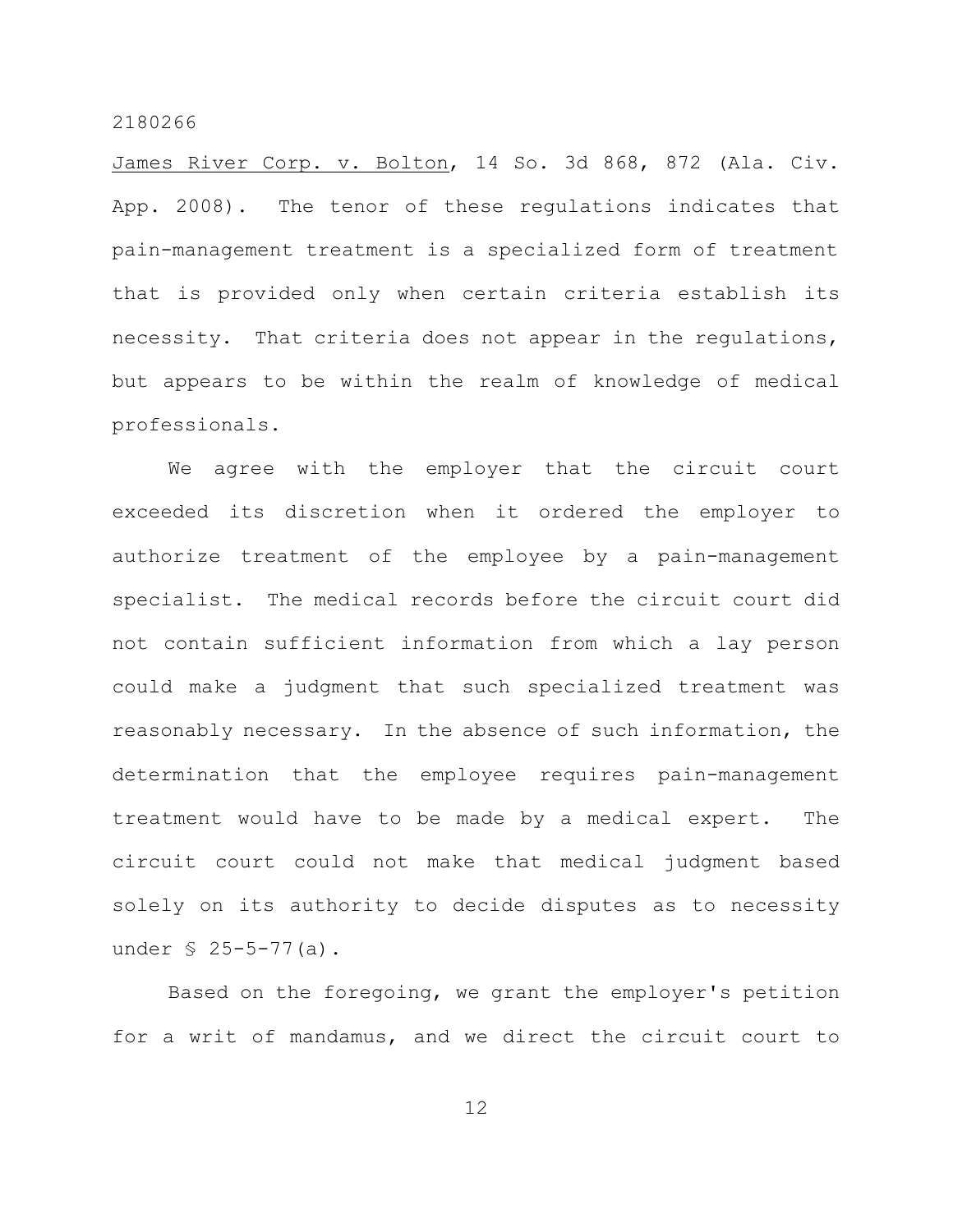*James River Corp. v. Bolton*, 14 So. 3d 868, 872 (Ala. Civ. App. 2008). The tenor of these regulations indicates that pain-management treatment is a specialized form of treatment that is provided only when certain criteria establish its necessity. That criteria does not appear in the regulations, but appears to be within the realm of knowledge of medical professionals.

We agree with the employer that the circuit court exceeded its discretion when it ordered the employer to authorize treatment of the employee by a pain-management specialist. The medical records before the circuit court did not contain sufficient information from which a lay person could make a judgment that such specialized treatment was reasonably necessary. In the absence of such information, the determination that the employee requires pain-management treatment would have to be made by a medical expert. The circuit court could not make that medical judgment based solely on its authority to decide disputes as to necessity under § 25-5-77(a).

Based on the foregoing, we grant the employer's petition for a writ of mandamus, and we direct the circuit court to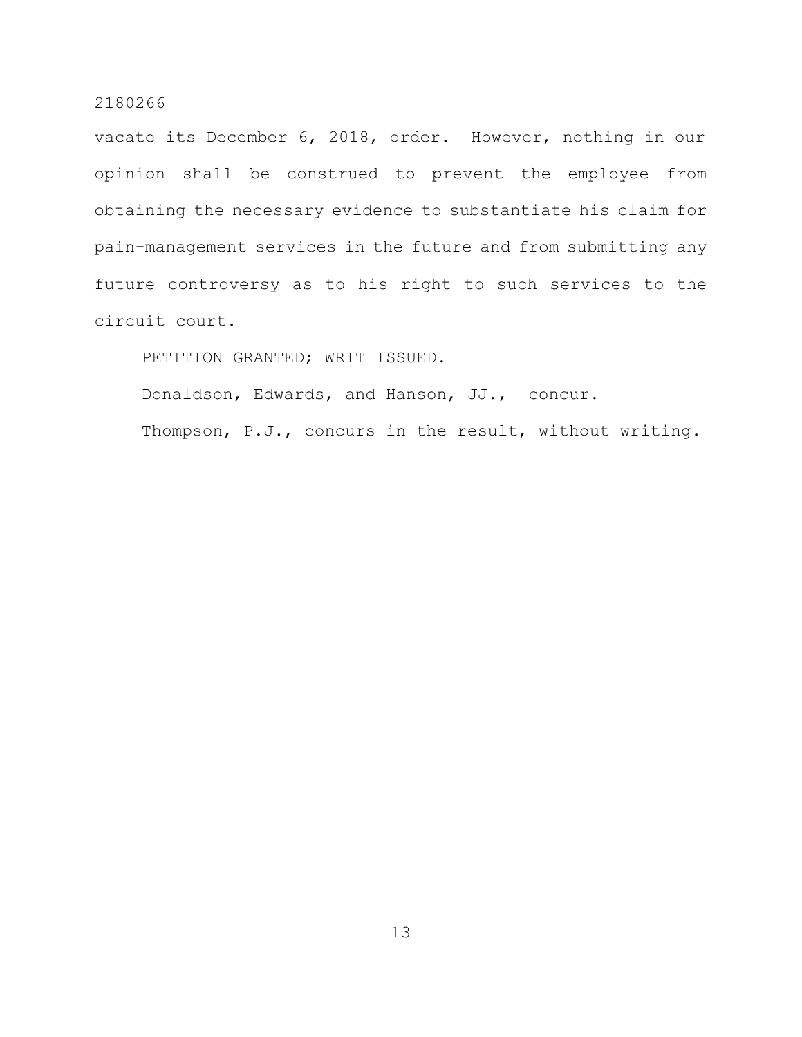vacate its December 6, 2018, order. However, nothing in our opinion shall be construed to prevent the employee from obtaining the necessary evidence to substantiate his claim for pain-management services in the future and from submitting any future controversy as to his right to such services to the circuit court.

PETITION GRANTED; WRIT ISSUED.

Donaldson, Edwards, and Hanson, JJ., concur.

Thompson, P.J., concurs in the result, without writing.